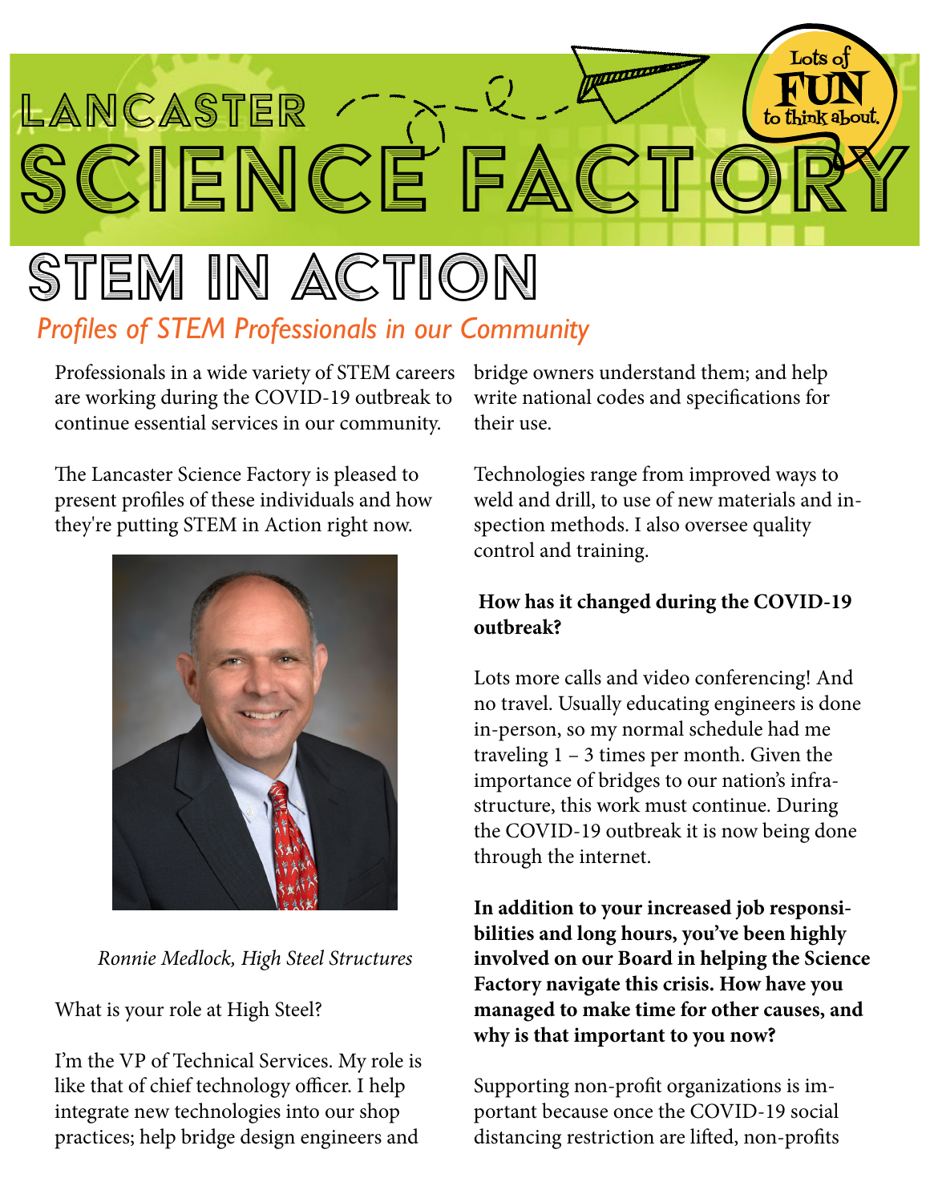# Lancaster Science Factory

Lots of FUN to think about.

## STEM in Action

*Profiles of STEM Professionals in our Community*

Professionals in a wide variety of STEM careers are working during the COVID-19 outbreak to continue essential services in our community.

The Lancaster Science Factory is pleased to present profiles of these individuals and how they're putting STEM in Action right now.

*Ronnie Medlock, High Steel Structures*

What is your role at High Steel?

I'm the VP of Technical Services. My role is like that of chief technology officer. I help integrate new technologies into our shop practices; help bridge design engineers and bridge owners understand them; and help write national codes and specifications for their use.

Technologies range from improved ways to weld and drill, to use of new materials and inspection methods. I also oversee quality control and training.

**How has it changed during the COVID-19 outbreak?**

Lots more calls and video conferencing! And no travel. Usually educating engineers is done in-person, so my normal schedule had me traveling 1 – 3 times per month. Given the importance of bridges to our nation's infrastructure, this work must continue. During the COVID-19 outbreak it is now being done through the internet.

**In addition to your increased job responsibilities and long hours, you've been highly involved on our Board in helping the Science Factory navigate this crisis. How have you managed to make time for other causes, and why is that important to you now?**

Supporting non-profit organizations is important because once the COVID-19 social distancing restriction are lifted, non-profits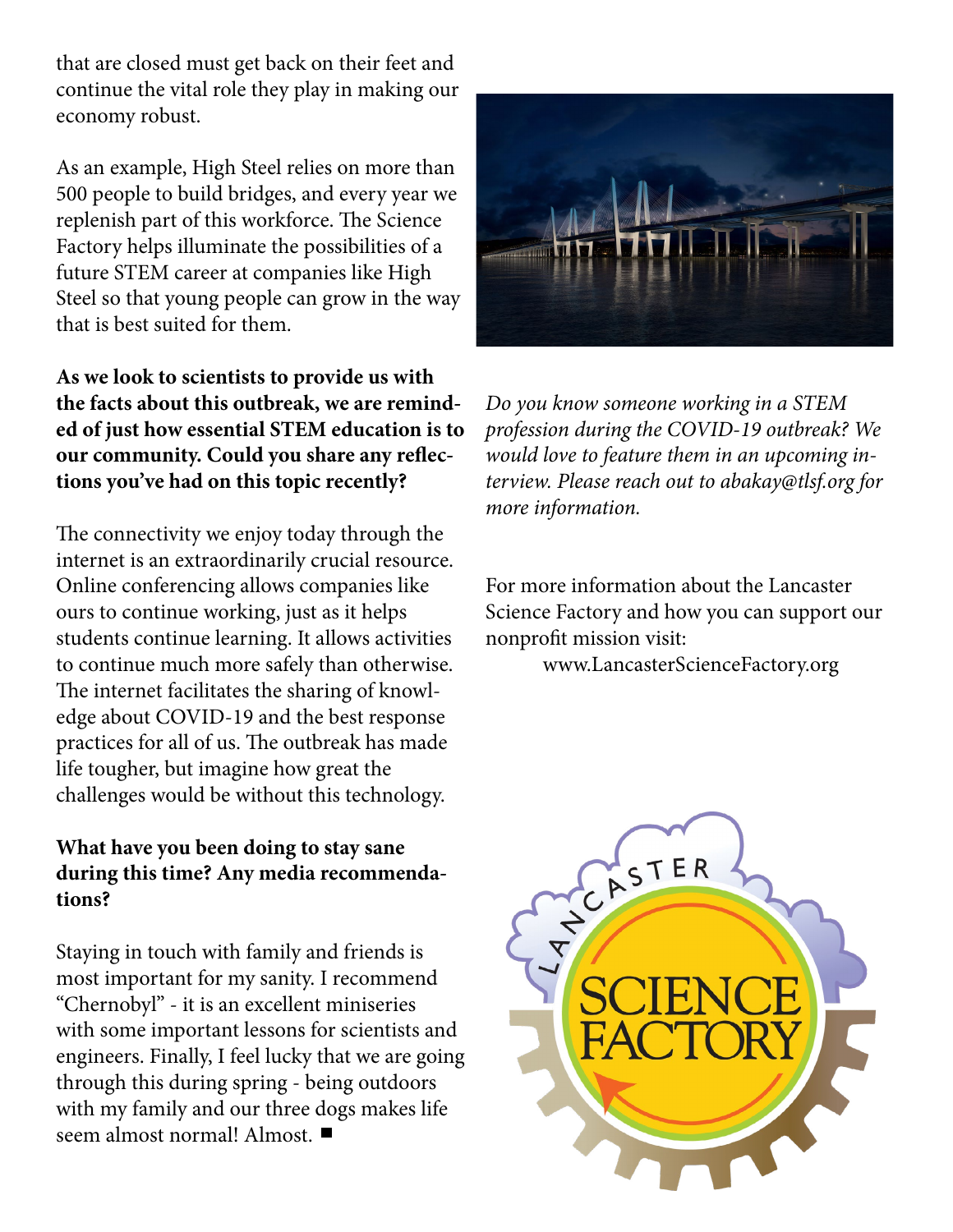that are closed must get back on their feet and continue the vital role they play in making our economy robust.

As an example, High Steel relies on more than 500 people to build bridges, and every year we replenish part of this workforce. The Science Factory helps illuminate the possibilities of a future STEM career at companies like High Steel so that young people can grow in the way that is best suited for them.

**As we look to scientists to provide us with the facts about this outbreak, we are reminded of just how essential STEM education is to our community. Could you share any reflections you've had on this topic recently?**

The connectivity we enjoy today through the internet is an extraordinarily crucial resource. Online conferencing allows companies like ours to continue working, just as it helps students continue learning. It allows activities to continue much more safely than otherwise. The internet facilitates the sharing of knowledge about COVID-19 and the best response practices for all of us. The outbreak has made life tougher, but imagine how great the challenges would be without this technology.

**What have you been doing to stay sane during this time? Any media recommendations?**

Staying in touch with family and friends is most important for my sanity. I recommend "Chernobyl" - it is an excellent miniseries with some important lessons for scientists and engineers. Finally, I feel lucky that we are going through this during spring - being outdoors with my family and our three dogs makes life seem almost normal! Almost. ■

*Do you know someone working in a STEM profession during the COVID-19 outbreak? We would love to feature them in an upcoming interview. Please reach out to abakay@tlsf.org for more information.*

For more information about the Lancaster Science Factory and how you can support our nonprofit mission visit:

www.LancasterScienceFactory.org

LANCASTER SCIENCE FACTORY